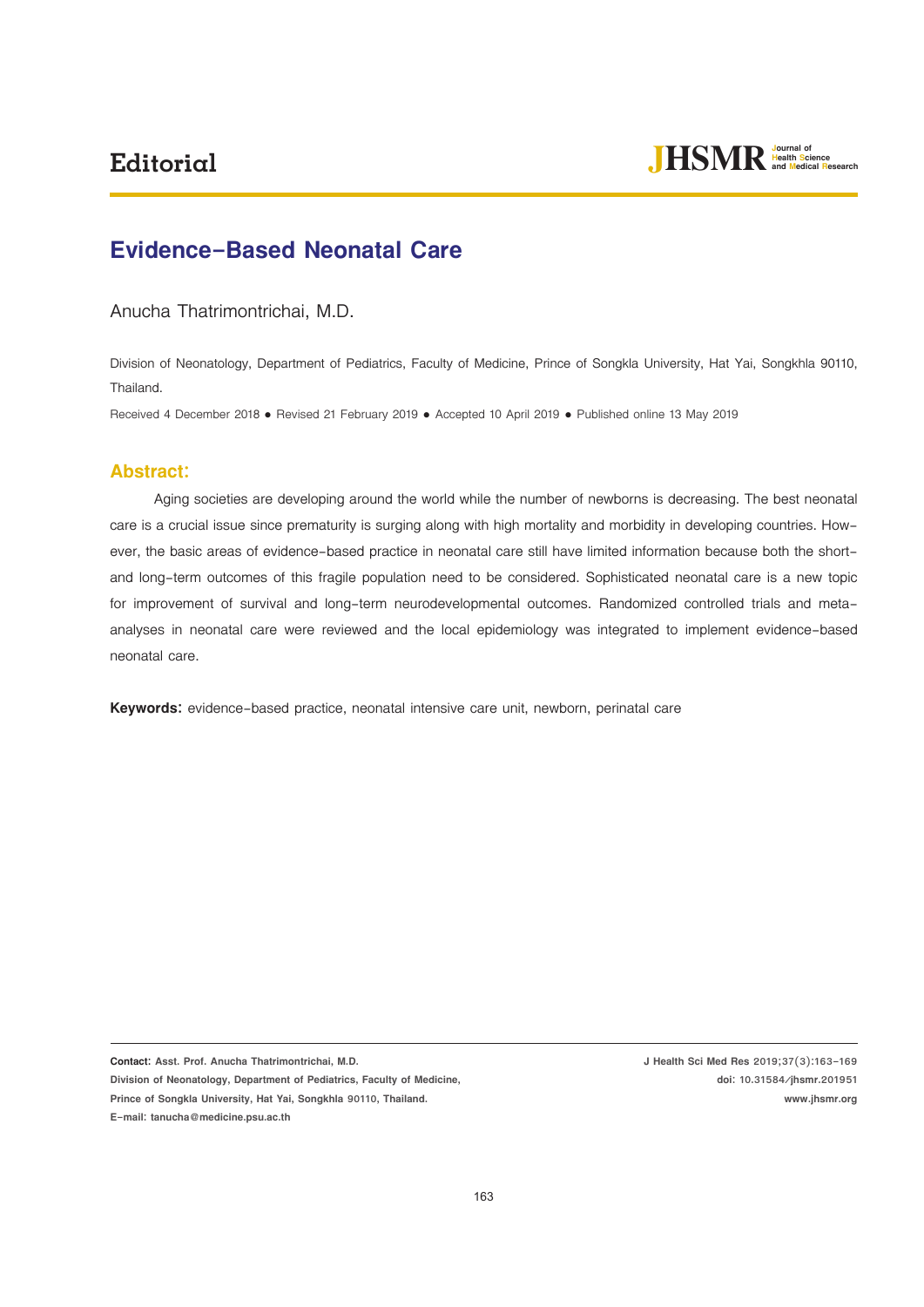Editorial

# Evidence-Based Neonatal Care

Anucha Thatrimontrichai, M.D.

Division of Neonatology, Department of Pediatrics, Faculty of Medicine, Prince of Songkla University, Hat Yai, Songkhla 90110, Thailand.

Received 4 December 2018 ● Revised 21 February 2019 ● Accepted 10 April 2019 ● Published online 13 May 2019

## Abstract:

Aging societies are developing around the world while the number of newborns is decreasing. The best neonatal care is a crucial issue since prematurity is surging along with high mortality and morbidity in developing countries. However, the basic areas of evidence-based practice in neonatal care still have limited information because both the short- and long-term outcomes of this fragile population need to be considered. Sophisticated neonatal care is a new topic for improvement of survival and long-term neurodevelopmental outcomes. Randomized controlled trials and meta-analyses in neonatal care were reviewed and the local epidemiology was integrated to implement evidence-based neonatal care.

**Keywords:** evidence-based practice, neonatal intensive care unit, newborn, perinatal care

**Contact:** Asst. Prof. Anucha Thatrimontrichai, M.D.
Division of Neonatology, Department of Pediatrics, Faculty of Medicine,
Prince of Songkla University, Hat Yai, Songkhla 90110, Thailand.
E-mail: tanucha@medicine.psu.ac.th

J Health Sci Med Res 2019;37(3):163-169
doi: 10.31584/jhsmr.201951
www.jhsmr.org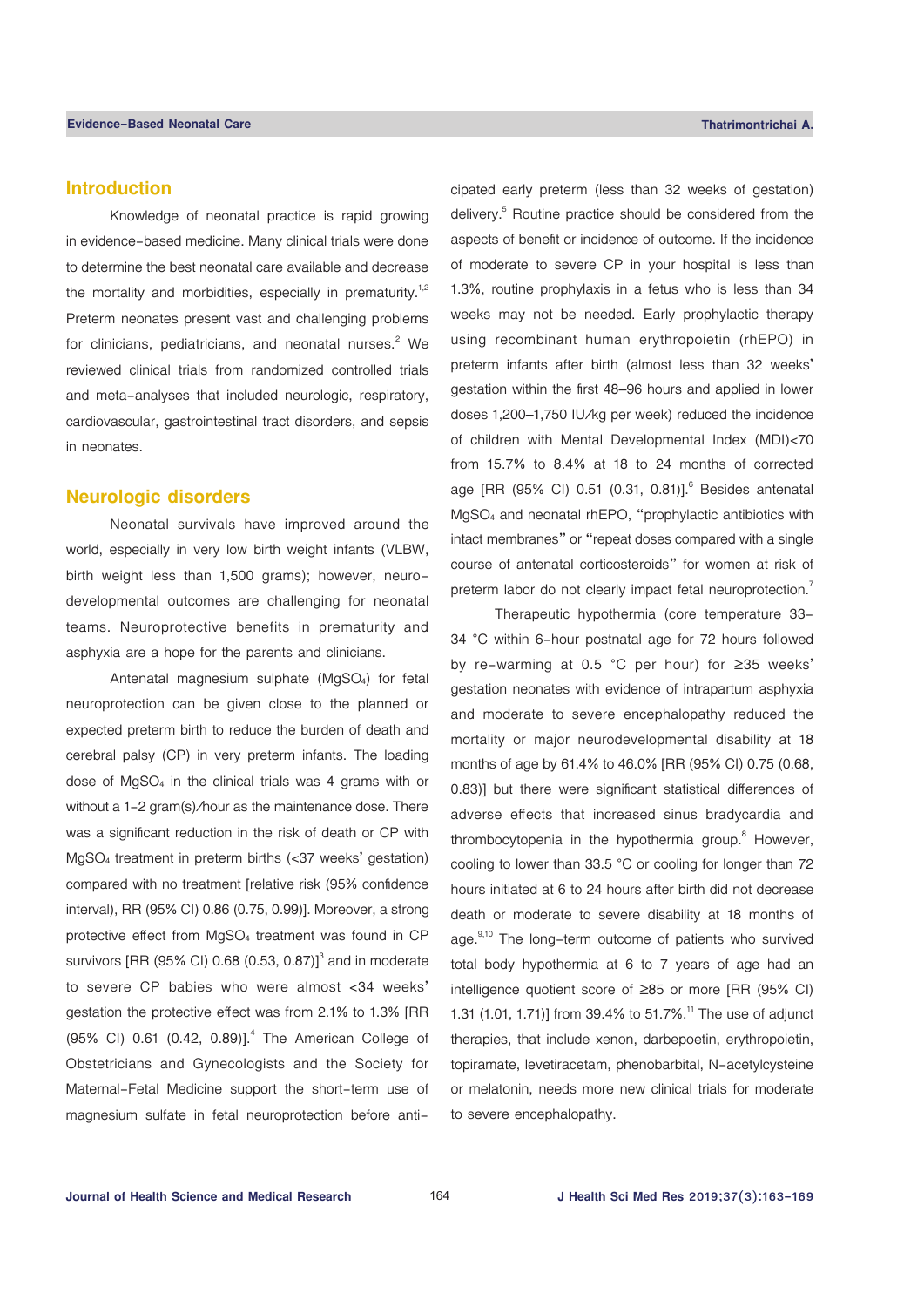## Introduction

Knowledge of neonatal practice is rapid growing in evidence-based medicine. Many clinical trials were done to determine the best neonatal care available and decrease the mortality and morbidities, especially in prematurity.[1,2] Preterm neonates present vast and challenging problems for clinicians, pediatricians, and neonatal nurses.[2] We reviewed clinical trials from randomized controlled trials and meta-analyses that included neurologic, respiratory, cardiovascular, gastrointestinal tract disorders, and sepsis in neonates.

## Neurologic disorders

Neonatal survivals have improved around the world, especially in very low birth weight infants (VLBW, birth weight less than 1,500 grams); however, neuro-developmental outcomes are challenging for neonatal teams. Neuroprotective benefits in prematurity and asphyxia are a hope for the parents and clinicians.

Antenatal magnesium sulphate ($MgSO_4$) for fetal neuroprotection can be given close to the planned or expected preterm birth to reduce the burden of death and cerebral palsy (CP) in very preterm infants. The loading dose of $MgSO_4$ in the clinical trials was 4 grams with or without a 1-2 gram(s)/hour as the maintenance dose. There was a significant reduction in the risk of death or CP with $MgSO_4$ treatment in preterm births (<37 weeks' gestation) compared with no treatment [relative risk (95% confidence interval), RR (95% CI) 0.86 (0.75, 0.99)]. Moreover, a strong protective effect from $MgSO_4$ treatment was found in CP survivors [RR (95% CI) 0.68 (0.53, 0.87)][3] and in moderate to severe CP babies who were almost <34 weeks' gestation the protective effect was from 2.1% to 1.3% [RR (95% CI) 0.61 (0.42, 0.89)].[4] The American College of Obstetricians and Gynecologists and the Society for Maternal-Fetal Medicine support the short-term use of magnesium sulfate in fetal neuroprotection before anticipated early preterm (less than 32 weeks of gestation) delivery.[5] Routine practice should be considered from the aspects of benefit or incidence of outcome. If the incidence of moderate to severe CP in your hospital is less than 1.3%, routine prophylaxis in a fetus who is less than 34 weeks may not be needed. Early prophylactic therapy using recombinant human erythropoietin (rhEPO) in preterm infants after birth (almost less than 32 weeks' gestation within the first 48–96 hours and applied in lower doses 1,200–1,750 IU/kg per week) reduced the incidence of children with Mental Developmental Index (MDI)<70 from 15.7% to 8.4% at 18 to 24 months of corrected age [RR (95% CI) 0.51 (0.31, 0.81)].[6] Besides antenatal $MgSO_4$ and neonatal rhEPO, "prophylactic antibiotics with intact membranes" or "repeat doses compared with a single course of antenatal corticosteroids" for women at risk of preterm labor do not clearly impact fetal neuroprotection.[7]

Therapeutic hypothermia (core temperature 33-34 °C within 6-hour postnatal age for 72 hours followed by re-warming at 0.5 °C per hour) for ≥35 weeks' gestation neonates with evidence of intrapartum asphyxia and moderate to severe encephalopathy reduced the mortality or major neurodevelopmental disability at 18 months of age by 61.4% to 46.0% [RR (95% CI) 0.75 (0.68, 0.83)] but there were significant statistical differences of adverse effects that increased sinus bradycardia and thrombocytopenia in the hypothermia group.[8] However, cooling to lower than 33.5 °C or cooling for longer than 72 hours initiated at 6 to 24 hours after birth did not decrease death or moderate to severe disability at 18 months of age.[9,10] The long-term outcome of patients who survived total body hypothermia at 6 to 7 years of age had an intelligence quotient score of ≥85 or more [RR (95% CI) 1.31 (1.01, 1.71)] from 39.4% to 51.7%.[11] The use of adjunct therapies, that include xenon, darbepoetin, erythropoietin, topiramate, levetiracetam, phenobarbital, N-acetylcysteine or melatonin, needs more new clinical trials for moderate to severe encephalopathy.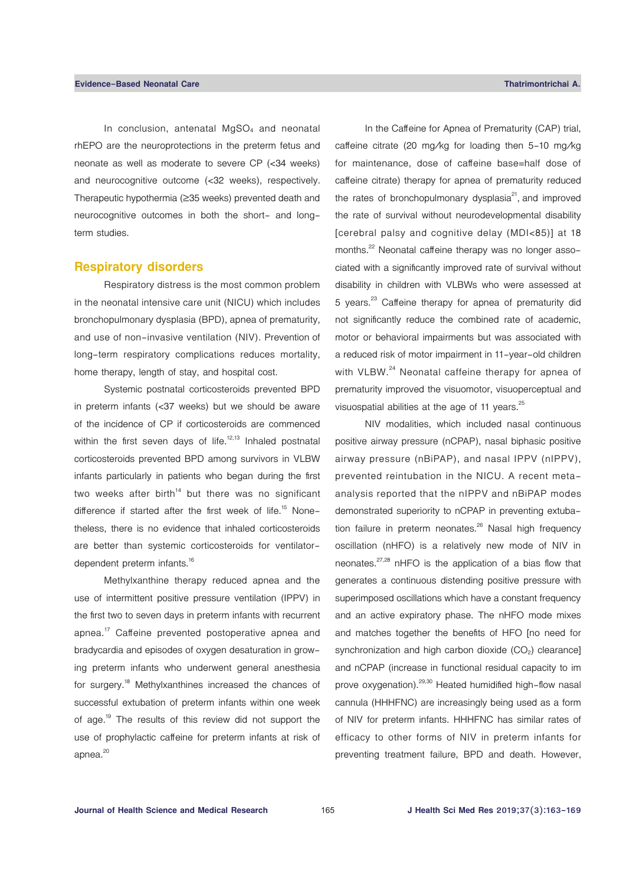In conclusion, antenatal $MgSO_4$ and neonatal rhEPO are the neuroprotections in the preterm fetus and neonate as well as moderate to severe CP (<34 weeks) and neurocognitive outcome (<32 weeks), respectively. Therapeutic hypothermia (≥35 weeks) prevented death and neurocognitive outcomes in both the short- and long-term studies.

## Respiratory disorders

Respiratory distress is the most common problem in the neonatal intensive care unit (NICU) which includes bronchopulmonary dysplasia (BPD), apnea of prematurity, and use of non-invasive ventilation (NIV). Prevention of long-term respiratory complications reduces mortality, home therapy, length of stay, and hospital cost.

Systemic postnatal corticosteroids prevented BPD in preterm infants (<37 weeks) but we should be aware of the incidence of CP if corticosteroids are commenced within the first seven days of life.[12,13] Inhaled postnatal corticosteroids prevented BPD among survivors in VLBW infants particularly in patients who began during the first two weeks after birth[14] but there was no significant difference if started after the first week of life.[15] Nonetheless, there is no evidence that inhaled corticosteroids are better than systemic corticosteroids for ventilator-dependent preterm infants.[16]

Methylxanthine therapy reduced apnea and the use of intermittent positive pressure ventilation (IPPV) in the first two to seven days in preterm infants with recurrent apnea.[17] Caffeine prevented postoperative apnea and bradycardia and episodes of oxygen desaturation in growing preterm infants who underwent general anesthesia for surgery.[18] Methylxanthines increased the chances of successful extubation of preterm infants within one week of age.[19] The results of this review did not support the use of prophylactic caffeine for preterm infants at risk of apnea.[20]

In the Caffeine for Apnea of Prematurity (CAP) trial, caffeine citrate (20 mg/kg for loading then 5-10 mg/kg for maintenance, dose of caffeine base=half dose of caffeine citrate) therapy for apnea of prematurity reduced the rates of bronchopulmonary dysplasia[21], and improved the rate of survival without neurodevelopmental disability [cerebral palsy and cognitive delay (MDI<85)] at 18 months.[22] Neonatal caffeine therapy was no longer associated with a significantly improved rate of survival without disability in children with VLBWs who were assessed at 5 years.[23] Caffeine therapy for apnea of prematurity did not significantly reduce the combined rate of academic, motor or behavioral impairments but was associated with a reduced risk of motor impairment in 11-year-old children with VLBW.[24] Neonatal caffeine therapy for apnea of prematurity improved the visuomotor, visuoperceptual and visuospatial abilities at the age of 11 years.[25]

NIV modalities, which included nasal continuous positive airway pressure (nCPAP), nasal biphasic positive airway pressure (nBiPAP), and nasal IPPV (nIPPV), prevented reintubation in the NICU. A recent meta-analysis reported that the nIPPV and nBiPAP modes demonstrated superiority to nCPAP in preventing extubation failure in preterm neonates.[26] Nasal high frequency oscillation (nHFO) is a relatively new mode of NIV in neonates.[27,28] nHFO is the application of a bias flow that generates a continuous distending positive pressure with superimposed oscillations which have a constant frequency and an active expiratory phase. The nHFO mode mixes and matches together the benefits of HFO [no need for synchronization and high carbon dioxide ($CO_2$) clearance] and nCPAP (increase in functional residual capacity to im prove oxygenation).[29,30] Heated humidified high-flow nasal cannula (HHHFNC) are increasingly being used as a form of NIV for preterm infants. HHHFNC has similar rates of efficacy to other forms of NIV in preterm infants for preventing treatment failure, BPD and death. However,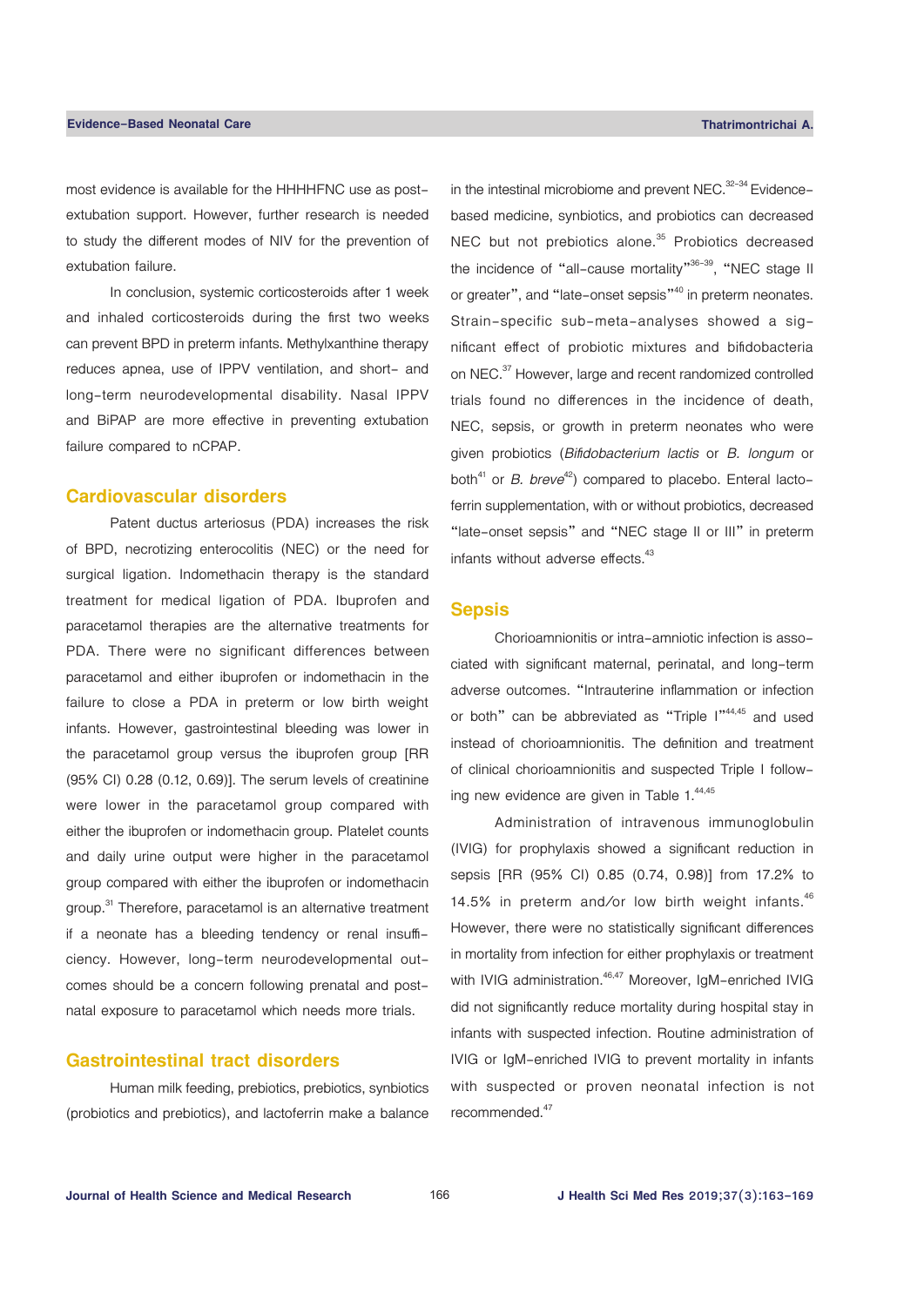most evidence is available for the HHHHFNC use as post-extubation support. However, further research is needed to study the different modes of NIV for the prevention of extubation failure.

In conclusion, systemic corticosteroids after 1 week and inhaled corticosteroids during the first two weeks can prevent BPD in preterm infants. Methylxanthine therapy reduces apnea, use of IPPV ventilation, and short- and long-term neurodevelopmental disability. Nasal IPPV and BiPAP are more effective in preventing extubation failure compared to nCPAP.

## Cardiovascular disorders

Patent ductus arteriosus (PDA) increases the risk of BPD, necrotizing enterocolitis (NEC) or the need for surgical ligation. Indomethacin therapy is the standard treatment for medical ligation of PDA. Ibuprofen and paracetamol therapies are the alternative treatments for PDA. There were no significant differences between paracetamol and either ibuprofen or indomethacin in the failure to close a PDA in preterm or low birth weight infants. However, gastrointestinal bleeding was lower in the paracetamol group versus the ibuprofen group [RR (95% CI) 0.28 (0.12, 0.69)]. The serum levels of creatinine were lower in the paracetamol group compared with either the ibuprofen or indomethacin group. Platelet counts and daily urine output were higher in the paracetamol group compared with either the ibuprofen or indomethacin group.[31] Therefore, paracetamol is an alternative treatment if a neonate has a bleeding tendency or renal insufficiency. However, long-term neurodevelopmental outcomes should be a concern following prenatal and postnatal exposure to paracetamol which needs more trials.

## Gastrointestinal tract disorders

Human milk feeding, prebiotics, prebiotics, synbiotics (probiotics and prebiotics), and lactoferrin make a balance in the intestinal microbiome and prevent NEC.[32-34] Evidence-based medicine, synbiotics, and probiotics can decreased NEC but not prebiotics alone.[35] Probiotics decreased the incidence of "all-cause mortality"[36-39], "NEC stage II or greater", and "late-onset sepsis"[40] in preterm neonates. Strain-specific sub-meta-analyses showed a significant effect of probiotic mixtures and bifidobacteria on NEC.[37] However, large and recent randomized controlled trials found no differences in the incidence of death, NEC, sepsis, or growth in preterm neonates who were given probiotics (*Bifidobacterium lactis* or *B. longum* or both[41] or *B. breve*[42]) compared to placebo. Enteral lactoferrin supplementation, with or without probiotics, decreased "late-onset sepsis" and "NEC stage II or III" in preterm infants without adverse effects.[43]

## Sepsis

Chorioamnionitis or intra-amniotic infection is associated with significant maternal, perinatal, and long-term adverse outcomes. "Intrauterine inflammation or infection or both" can be abbreviated as "Triple I"[44,45] and used instead of chorioamnionitis. The definition and treatment of clinical chorioamnionitis and suspected Triple I following new evidence are given in Table 1.[44,45]

Administration of intravenous immunoglobulin (IVIG) for prophylaxis showed a significant reduction in sepsis [RR (95% CI) 0.85 (0.74, 0.98)] from 17.2% to 14.5% in preterm and/or low birth weight infants.[46] However, there were no statistically significant differences in mortality from infection for either prophylaxis or treatment with IVIG administration.[46,47] Moreover, IgM-enriched IVIG did not significantly reduce mortality during hospital stay in infants with suspected infection. Routine administration of IVIG or IgM-enriched IVIG to prevent mortality in infants with suspected or proven neonatal infection is not recommended.[47]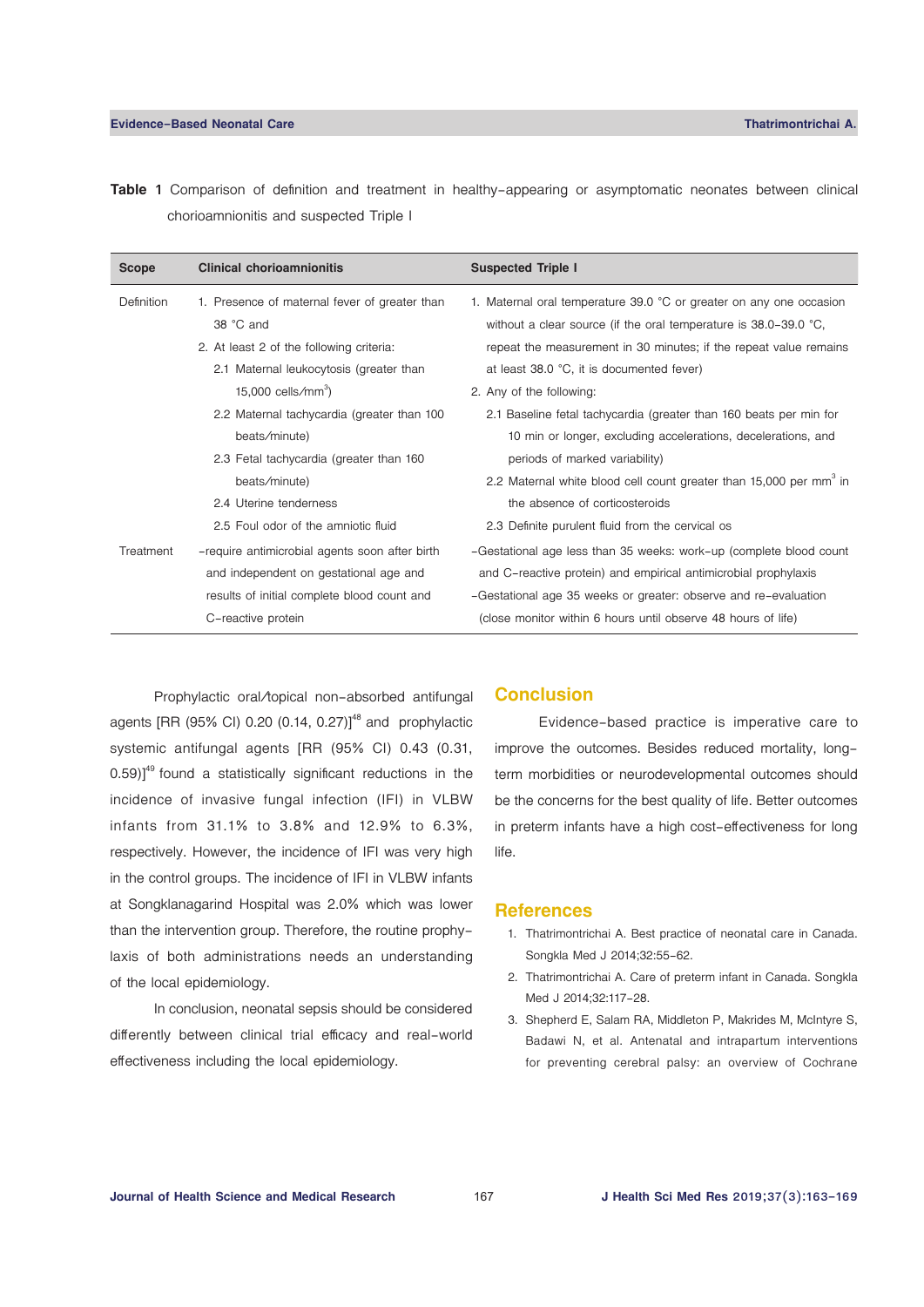**Table 1** Comparison of definition and treatment in healthy-appearing or asymptomatic neonates between clinical chorioamnionitis and suspected Triple I

| Scope | Clinical chorioamnionitis | Suspected Triple I |
|---|---|---|
| Definition | 1. Presence of maternal fever of greater than 38 °C and<br>2. At least 2 of the following criteria:<br>2.1 Maternal leukocytosis (greater than 15,000 cells/mm$^3$)<br>2.2 Maternal tachycardia (greater than 100 beats/minute)<br>2.3 Fetal tachycardia (greater than 160 beats/minute)<br>2.4 Uterine tenderness<br>2.5 Foul odor of the amniotic fluid | 1. Maternal oral temperature 39.0 °C or greater on any one occasion without a clear source (if the oral temperature is 38.0–39.0 °C, repeat the measurement in 30 minutes; if the repeat value remains at least 38.0 °C, it is documented fever)<br>2. Any of the following:<br>2.1 Baseline fetal tachycardia (greater than 160 beats per min for 10 min or longer, excluding accelerations, decelerations, and periods of marked variability)<br>2.2 Maternal white blood cell count greater than 15,000 per mm$^3$ in the absence of corticosteroids<br>2.3 Definite purulent fluid from the cervical os |
| Treatment | -require antimicrobial agents soon after birth and independent on gestational age and results of initial complete blood count and C-reactive protein | -Gestational age less than 35 weeks: work-up (complete blood count and C-reactive protein) and empirical antimicrobial prophylaxis<br>-Gestational age 35 weeks or greater: observe and re-evaluation (close monitor within 6 hours until observe 48 hours of life) |

Prophylactic oral/topical non-absorbed antifungal agents [RR (95% CI) 0.20 (0.14, 0.27)][48] and prophylactic systemic antifungal agents [RR (95% CI) 0.43 (0.31, 0.59)][49] found a statistically significant reductions in the incidence of invasive fungal infection (IFI) in VLBW infants from 31.1% to 3.8% and 12.9% to 6.3%, respectively. However, the incidence of IFI was very high in the control groups. The incidence of IFI in VLBW infants at Songklanagarind Hospital was 2.0% which was lower than the intervention group. Therefore, the routine prophylaxis of both administrations needs an understanding of the local epidemiology.

In conclusion, neonatal sepsis should be considered differently between clinical trial efficacy and real-world effectiveness including the local epidemiology.

## Conclusion

Evidence-based practice is imperative care to improve the outcomes. Besides reduced mortality, long-term morbidities or neurodevelopmental outcomes should be the concerns for the best quality of life. Better outcomes in preterm infants have a high cost-effectiveness for long life.

## References

1. Thatrimontrichai A. Best practice of neonatal care in Canada. Songkla Med J 2014;32:55-62.
2. Thatrimontrichai A. Care of preterm infant in Canada. Songkla Med J 2014;32:117-28.
3. Shepherd E, Salam RA, Middleton P, Makrides M, McIntyre S, Badawi N, et al. Antenatal and intrapartum interventions for preventing cerebral palsy: an overview of Cochrane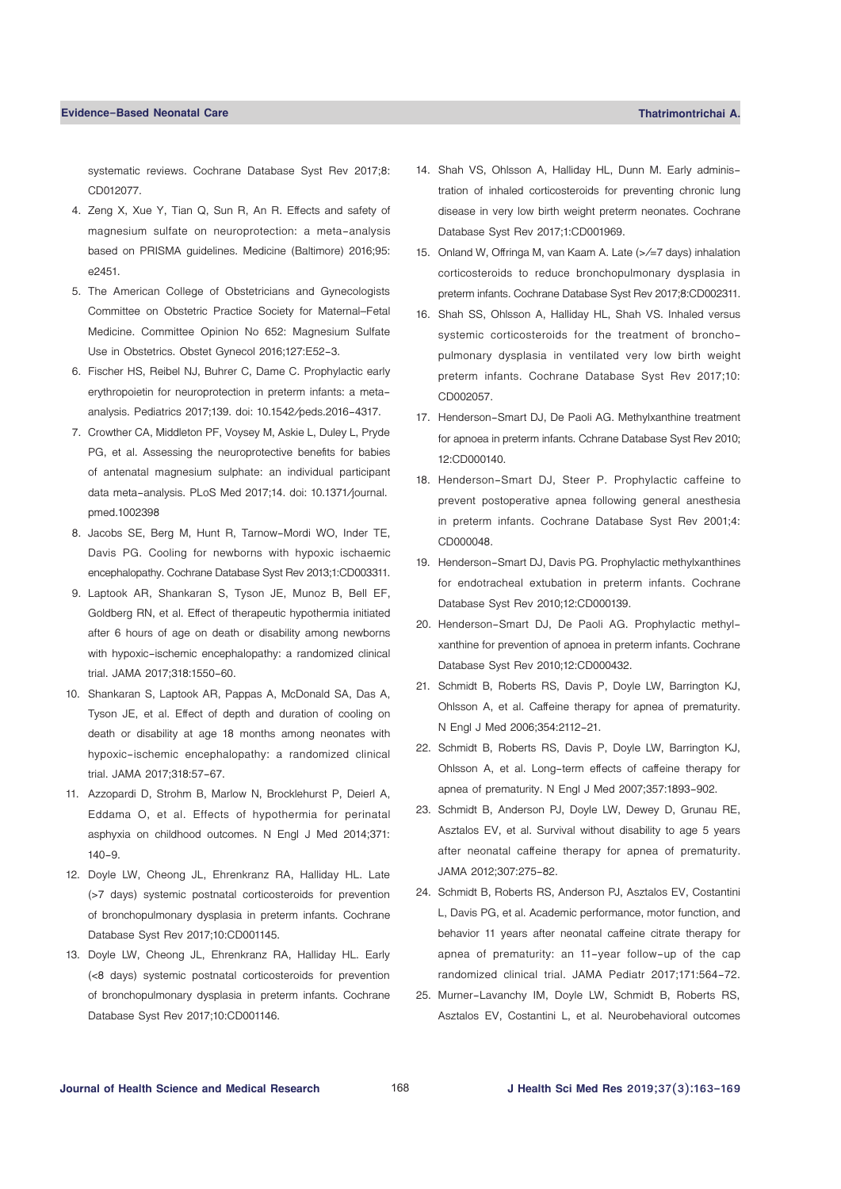systematic reviews. Cochrane Database Syst Rev 2017;8: CD012077.

4. Zeng X, Xue Y, Tian Q, Sun R, An R. Effects and safety of magnesium sulfate on neuroprotection: a meta-analysis based on PRISMA guidelines. Medicine (Baltimore) 2016;95: e2451.
5. The American College of Obstetricians and Gynecologists Committee on Obstetric Practice Society for Maternal–Fetal Medicine. Committee Opinion No 652: Magnesium Sulfate Use in Obstetrics. Obstet Gynecol 2016;127:E52-3.
6. Fischer HS, Reibel NJ, Buhrer C, Dame C. Prophylactic early erythropoietin for neuroprotection in preterm infants: a meta-analysis. Pediatrics 2017;139. doi: 10.1542/peds.2016-4317.
7. Crowther CA, Middleton PF, Voysey M, Askie L, Duley L, Pryde PG, et al. Assessing the neuroprotective benefits for babies of antenatal magnesium sulphate: an individual participant data meta-analysis. PLoS Med 2017;14. doi: 10.1371/journal.pmed.1002398
8. Jacobs SE, Berg M, Hunt R, Tarnow-Mordi WO, Inder TE, Davis PG. Cooling for newborns with hypoxic ischaemic encephalopathy. Cochrane Database Syst Rev 2013;1:CD003311.
9. Laptook AR, Shankaran S, Tyson JE, Munoz B, Bell EF, Goldberg RN, et al. Effect of therapeutic hypothermia initiated after 6 hours of age on death or disability among newborns with hypoxic-ischemic encephalopathy: a randomized clinical trial. JAMA 2017;318:1550-60.
10. Shankaran S, Laptook AR, Pappas A, McDonald SA, Das A, Tyson JE, et al. Effect of depth and duration of cooling on death or disability at age 18 months among neonates with hypoxic-ischemic encephalopathy: a randomized clinical trial. JAMA 2017;318:57-67.
11. Azzopardi D, Strohm B, Marlow N, Brocklehurst P, Deierl A, Eddama O, et al. Effects of hypothermia for perinatal asphyxia on childhood outcomes. N Engl J Med 2014;371: 140-9.
12. Doyle LW, Cheong JL, Ehrenkranz RA, Halliday HL. Late (>7 days) systemic postnatal corticosteroids for prevention of bronchopulmonary dysplasia in preterm infants. Cochrane Database Syst Rev 2017;10:CD001145.
13. Doyle LW, Cheong JL, Ehrenkranz RA, Halliday HL. Early (<8 days) systemic postnatal corticosteroids for prevention of bronchopulmonary dysplasia in preterm infants. Cochrane Database Syst Rev 2017;10:CD001146.
14. Shah VS, Ohlsson A, Halliday HL, Dunn M. Early administration of inhaled corticosteroids for preventing chronic lung disease in very low birth weight preterm neonates. Cochrane Database Syst Rev 2017;1:CD001969.
15. Onland W, Offringa M, van Kaam A. Late (>/=7 days) inhalation corticosteroids to reduce bronchopulmonary dysplasia in preterm infants. Cochrane Database Syst Rev 2017;8:CD002311.
16. Shah SS, Ohlsson A, Halliday HL, Shah VS. Inhaled versus systemic corticosteroids for the treatment of bronchopulmonary dysplasia in ventilated very low birth weight preterm infants. Cochrane Database Syst Rev 2017;10: CD002057.
17. Henderson-Smart DJ, De Paoli AG. Methylxanthine treatment for apnoea in preterm infants. Cchrane Database Syst Rev 2010; 12:CD000140.
18. Henderson-Smart DJ, Steer P. Prophylactic caffeine to prevent postoperative apnea following general anesthesia in preterm infants. Cochrane Database Syst Rev 2001;4: CD000048.
19. Henderson-Smart DJ, Davis PG. Prophylactic methylxanthines for endotracheal extubation in preterm infants. Cochrane Database Syst Rev 2010;12:CD000139.
20. Henderson-Smart DJ, De Paoli AG. Prophylactic methylxanthine for prevention of apnoea in preterm infants. Cochrane Database Syst Rev 2010;12:CD000432.
21. Schmidt B, Roberts RS, Davis P, Doyle LW, Barrington KJ, Ohlsson A, et al. Caffeine therapy for apnea of prematurity. N Engl J Med 2006;354:2112-21.
22. Schmidt B, Roberts RS, Davis P, Doyle LW, Barrington KJ, Ohlsson A, et al. Long-term effects of caffeine therapy for apnea of prematurity. N Engl J Med 2007;357:1893-902.
23. Schmidt B, Anderson PJ, Doyle LW, Dewey D, Grunau RE, Asztalos EV, et al. Survival without disability to age 5 years after neonatal caffeine therapy for apnea of prematurity. JAMA 2012;307:275-82.
24. Schmidt B, Roberts RS, Anderson PJ, Asztalos EV, Costantini L, Davis PG, et al. Academic performance, motor function, and behavior 11 years after neonatal caffeine citrate therapy for apnea of prematurity: an 11-year follow-up of the cap randomized clinical trial. JAMA Pediatr 2017;171:564-72.
25. Murner-Lavanchy IM, Doyle LW, Schmidt B, Roberts RS, Asztalos EV, Costantini L, et al. Neurobehavioral outcomes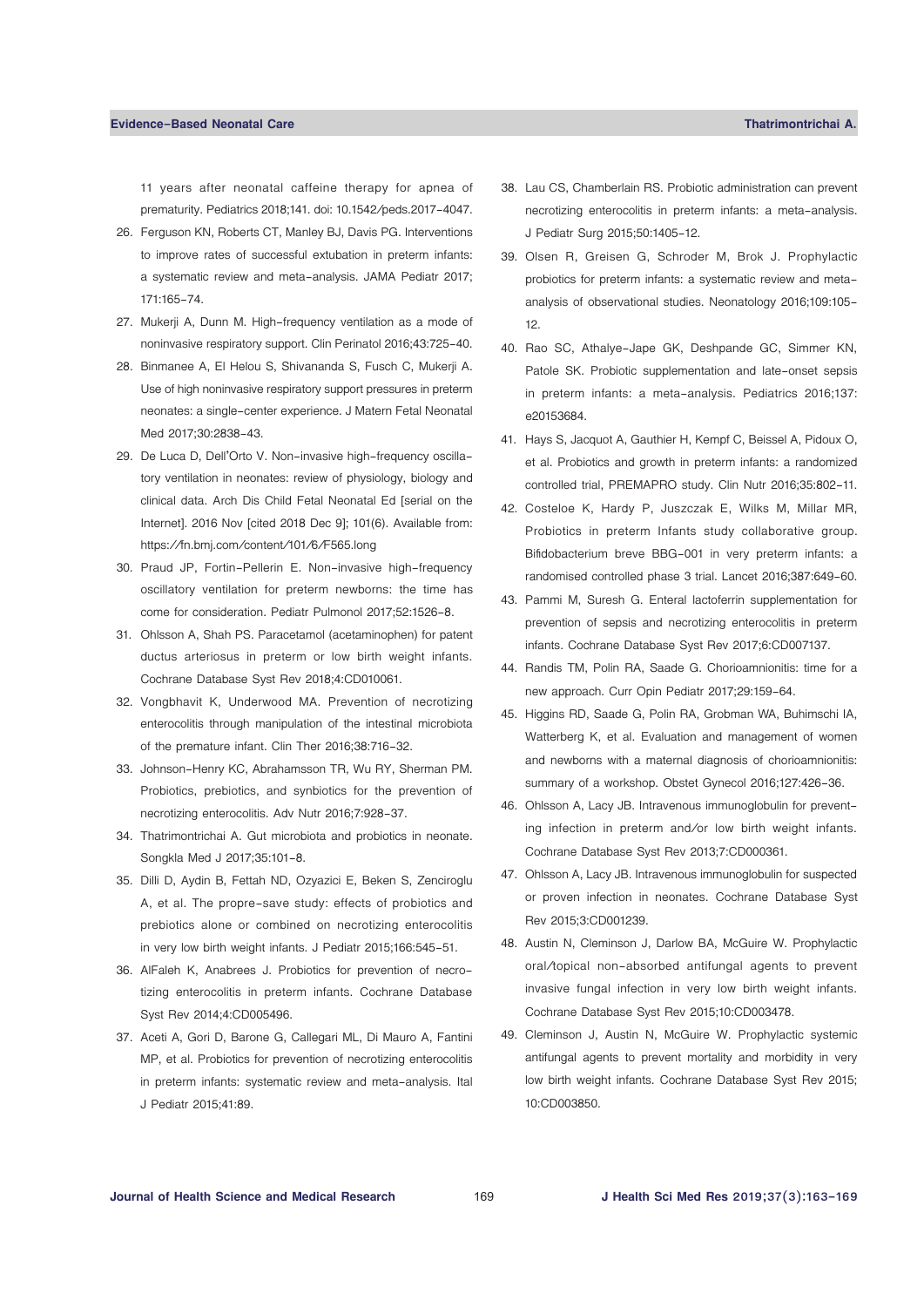11 years after neonatal caffeine therapy for apnea of prematurity. Pediatrics 2018;141. doi: 10.1542/peds.2017-4047.

26. Ferguson KN, Roberts CT, Manley BJ, Davis PG. Interventions to improve rates of successful extubation in preterm infants: a systematic review and meta-analysis. JAMA Pediatr 2017; 171:165-74.
27. Mukerji A, Dunn M. High-frequency ventilation as a mode of noninvasive respiratory support. Clin Perinatol 2016;43:725-40.
28. Binmanee A, El Helou S, Shivananda S, Fusch C, Mukerji A. Use of high noninvasive respiratory support pressures in preterm neonates: a single-center experience. J Matern Fetal Neonatal Med 2017;30:2838-43.
29. De Luca D, Dell'Orto V. Non-invasive high-frequency oscillatory ventilation in neonates: review of physiology, biology and clinical data. Arch Dis Child Fetal Neonatal Ed [serial on the Internet]. 2016 Nov [cited 2018 Dec 9]; 101(6). Available from: https://fn.bmj.com/content/101/6/F565.long
30. Praud JP, Fortin-Pellerin E. Non-invasive high-frequency oscillatory ventilation for preterm newborns: the time has come for consideration. Pediatr Pulmonol 2017;52:1526-8.
31. Ohlsson A, Shah PS. Paracetamol (acetaminophen) for patent ductus arteriosus in preterm or low birth weight infants. Cochrane Database Syst Rev 2018;4:CD010061.
32. Vongbhavit K, Underwood MA. Prevention of necrotizing enterocolitis through manipulation of the intestinal microbiota of the premature infant. Clin Ther 2016;38:716-32.
33. Johnson-Henry KC, Abrahamsson TR, Wu RY, Sherman PM. Probiotics, prebiotics, and synbiotics for the prevention of necrotizing enterocolitis. Adv Nutr 2016;7:928-37.
34. Thatrimontrichai A. Gut microbiota and probiotics in neonate. Songkla Med J 2017;35:101-8.
35. Dilli D, Aydin B, Fettah ND, Ozyazici E, Beken S, Zenciroglu A, et al. The propre-save study: effects of probiotics and prebiotics alone or combined on necrotizing enterocolitis in very low birth weight infants. J Pediatr 2015;166:545-51.
36. AlFaleh K, Anabrees J. Probiotics for prevention of necrotizing enterocolitis in preterm infants. Cochrane Database Syst Rev 2014;4:CD005496.
37. Aceti A, Gori D, Barone G, Callegari ML, Di Mauro A, Fantini MP, et al. Probiotics for prevention of necrotizing enterocolitis in preterm infants: systematic review and meta-analysis. Ital J Pediatr 2015;41:89.
38. Lau CS, Chamberlain RS. Probiotic administration can prevent necrotizing enterocolitis in preterm infants: a meta-analysis. J Pediatr Surg 2015;50:1405-12.
39. Olsen R, Greisen G, Schroder M, Brok J. Prophylactic probiotics for preterm infants: a systematic review and meta-analysis of observational studies. Neonatology 2016;109:105-12.
40. Rao SC, Athalye-Jape GK, Deshpande GC, Simmer KN, Patole SK. Probiotic supplementation and late-onset sepsis in preterm infants: a meta-analysis. Pediatrics 2016;137: e20153684.
41. Hays S, Jacquot A, Gauthier H, Kempf C, Beissel A, Pidoux O, et al. Probiotics and growth in preterm infants: a randomized controlled trial, PREMAPRO study. Clin Nutr 2016;35:802-11.
42. Costeloe K, Hardy P, Juszczak E, Wilks M, Millar MR, Probiotics in preterm Infants study collaborative group. Bifidobacterium breve BBG-001 in very preterm infants: a randomised controlled phase 3 trial. Lancet 2016;387:649-60.
43. Pammi M, Suresh G. Enteral lactoferrin supplementation for prevention of sepsis and necrotizing enterocolitis in preterm infants. Cochrane Database Syst Rev 2017;6:CD007137.
44. Randis TM, Polin RA, Saade G. Chorioamnionitis: time for a new approach. Curr Opin Pediatr 2017;29:159-64.
45. Higgins RD, Saade G, Polin RA, Grobman WA, Buhimschi IA, Watterberg K, et al. Evaluation and management of women and newborns with a maternal diagnosis of chorioamnionitis: summary of a workshop. Obstet Gynecol 2016;127:426-36.
46. Ohlsson A, Lacy JB. Intravenous immunoglobulin for preventing infection in preterm and/or low birth weight infants. Cochrane Database Syst Rev 2013;7:CD000361.
47. Ohlsson A, Lacy JB. Intravenous immunoglobulin for suspected or proven infection in neonates. Cochrane Database Syst Rev 2015;3:CD001239.
48. Austin N, Cleminson J, Darlow BA, McGuire W. Prophylactic oral/topical non-absorbed antifungal agents to prevent invasive fungal infection in very low birth weight infants. Cochrane Database Syst Rev 2015;10:CD003478.
49. Cleminson J, Austin N, McGuire W. Prophylactic systemic antifungal agents to prevent mortality and morbidity in very low birth weight infants. Cochrane Database Syst Rev 2015; 10:CD003850.